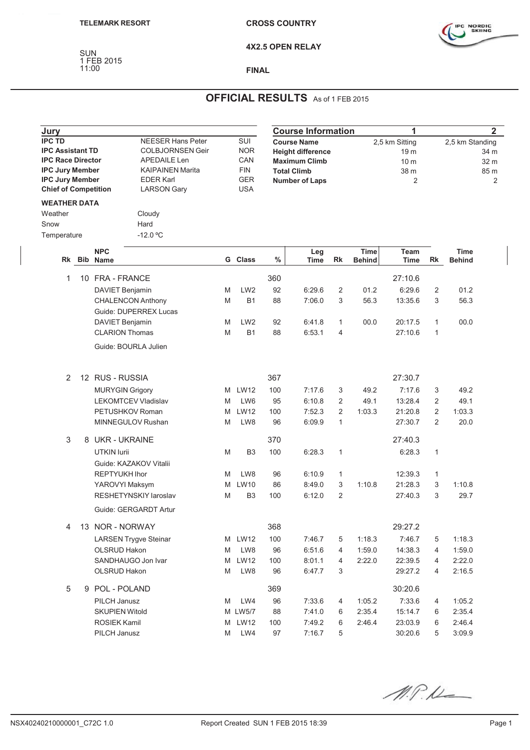TELEMARK RESORT

SUN
1 FEB 2015
11:00

# CROSS COUNTRY

## 4X2.5 OPEN RELAY

### FINAL

## OFFICIAL RESULTS As of 1 FEB 2015

| Jury | | |
|---|---|---|
| **IPC TD** | NEESER Hans Peter | SUI |
| **IPC Assistant TD** | COLBJORNSEN Geir | NOR |
| **IPC Race Director** | APEDAILE Len | CAN |
| **IPC Jury Member** | KAIPAINEN Marita | FIN |
| **IPC Jury Member** | EDER Karl | GER |
| **Chief of Competition** | LARSON Gary | USA |

| Course Information | 1 | 2 |
|---|---|---|
| **Course Name** | 2,5 km Sitting | 2,5 km Standing |
| **Height difference** | 19 m | 34 m |
| **Maximum Climb** | 10 m | 32 m |
| **Total Climb** | 38 m | 85 m |
| **Number of Laps** | 2 | 2 |

**WEATHER DATA**

| | |
|---|---|
| Weather | Cloudy |
| Snow | Hard |
| Temperature | -12.0 ºC |

| Rk | Bib | NPC Name | G | Class | % | Leg Time | Rk | Time Behind | Team Time | Rk | Time Behind |
|---|---|---|---|---|---|---|---|---|---|---|---|
| 1 | 10 | FRA - FRANCE | | | 360 | | | | 27:10.6 | | |
| | | DAVIET Benjamin | M | LW2 | 92 | 6:29.6 | 2 | 01.2 | 6:29.6 | 2 | 01.2 |
| | | CHALENCON Anthony | M | B1 | 88 | 7:06.0 | 3 | 56.3 | 13:35.6 | 3 | 56.3 |
| | | Guide: DUPERREX Lucas | | | | | | | | | |
| | | DAVIET Benjamin | M | LW2 | 92 | 6:41.8 | 1 | 00.0 | 20:17.5 | 1 | 00.0 |
| | | CLARION Thomas | M | B1 | 88 | 6:53.1 | 4 | | 27:10.6 | 1 | |
| | | Guide: BOURLA Julien | | | | | | | | | |
| 2 | 12 | RUS - RUSSIA | | | 367 | | | | 27:30.7 | | |
| | | MURYGIN Grigory | M | LW12 | 100 | 7:17.6 | 3 | 49.2 | 7:17.6 | 3 | 49.2 |
| | | LEKOMTCEV Vladislav | M | LW6 | 95 | 6:10.8 | 2 | 49.1 | 13:28.4 | 2 | 49.1 |
| | | PETUSHKOV Roman | M | LW12 | 100 | 7:52.3 | 2 | 1:03.3 | 21:20.8 | 2 | 1:03.3 |
| | | MINNEGULOV Rushan | M | LW8 | 96 | 6:09.9 | 1 | | 27:30.7 | 2 | 20.0 |
| 3 | 8 | UKR - UKRAINE | | | 370 | | | | 27:40.3 | | |
| | | UTKIN Iurii | M | B3 | 100 | 6:28.3 | 1 | | 6:28.3 | 1 | |
| | | Guide: KAZAKOV Vitalii | | | | | | | | | |
| | | REPTYUKH Ihor | M | LW8 | 96 | 6:10.9 | 1 | | 12:39.3 | 1 | |
| | | YAROVYI Maksym | M | LW10 | 86 | 8:49.0 | 3 | 1:10.8 | 21:28.3 | 3 | 1:10.8 |
| | | RESHETYNSKIY Iaroslav | M | B3 | 100 | 6:12.0 | 2 | | 27:40.3 | 3 | 29.7 |
| | | Guide: GERGARDT Artur | | | | | | | | | |
| 4 | 13 | NOR - NORWAY | | | 368 | | | | 29:27.2 | | |
| | | LARSEN Trygve Steinar | M | LW12 | 100 | 7:46.7 | 5 | 1:18.3 | 7:46.7 | 5 | 1:18.3 |
| | | OLSRUD Hakon | M | LW8 | 96 | 6:51.6 | 4 | 1:59.0 | 14:38.3 | 4 | 1:59.0 |
| | | SANDHAUGO Jon Ivar | M | LW12 | 100 | 8:01.1 | 4 | 2:22.0 | 22:39.5 | 4 | 2:22.0 |
| | | OLSRUD Hakon | M | LW8 | 96 | 6:47.7 | 3 | | 29:27.2 | 4 | 2:16.5 |
| 5 | 9 | POL - POLAND | | | 369 | | | | 30:20.6 | | |
| | | PILCH Janusz | M | LW4 | 96 | 7:33.6 | 4 | 1:05.2 | 7:33.6 | 4 | 1:05.2 |
| | | SKUPIEN Witold | M | LW5/7 | 88 | 7:41.0 | 6 | 2:35.4 | 15:14.7 | 6 | 2:35.4 |
| | | ROSIEK Kamil | M | LW12 | 100 | 7:49.2 | 6 | 2:46.4 | 23:03.9 | 6 | 2:46.4 |
| | | PILCH Janusz | M | LW4 | 97 | 7:16.7 | 5 | | 30:20.6 | 5 | 3:09.9 |

NSX40240210000001_C72C 1.0 — Report Created SUN 1 FEB 2015 18:39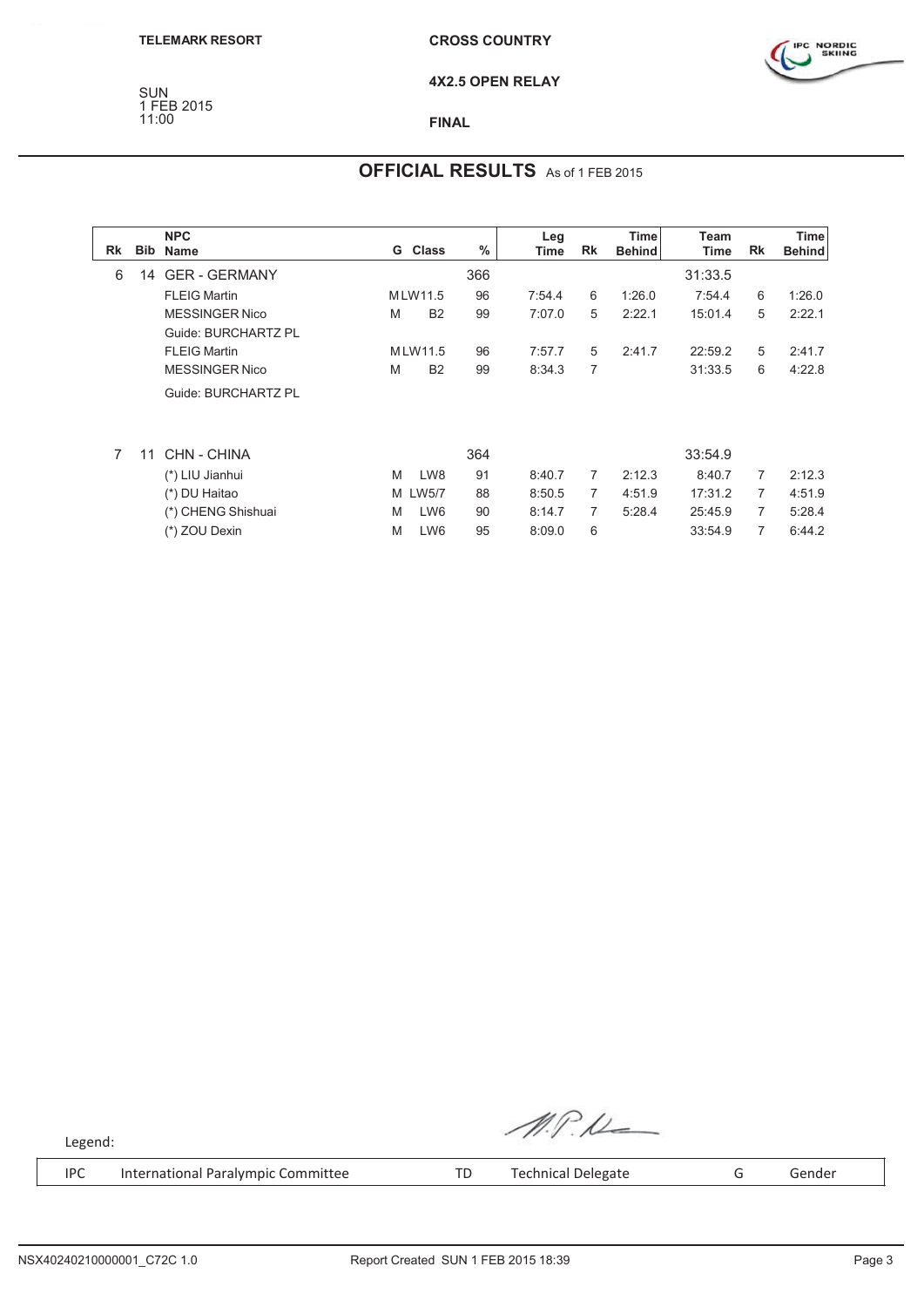TELEMARK RESORT

CROSS COUNTRY

4X2.5 OPEN RELAY

SUN
1 FEB 2015
11:00

FINAL

## OFFICIAL RESULTS As of 1 FEB 2015

| Rk | Bib | NPC Name | G | Class | % | Leg Time | Rk | Time Behind | Team Time | Rk | Time Behind |
|---|---|---|---|---|---|---|---|---|---|---|---|
| 6 | 14 | GER - GERMANY | | | 366 | | | | 31:33.5 | | |
| | | FLEIG Martin | M | LW11.5 | 96 | 7:54.4 | 6 | 1:26.0 | 7:54.4 | 6 | 1:26.0 |
| | | MESSINGER Nico | M | B2 | 99 | 7:07.0 | 5 | 2:22.1 | 15:01.4 | 5 | 2:22.1 |
| | | Guide: BURCHARTZ PL | | | | | | | | | |
| | | FLEIG Martin | M | LW11.5 | 96 | 7:57.7 | 5 | 2:41.7 | 22:59.2 | 5 | 2:41.7 |
| | | MESSINGER Nico | M | B2 | 99 | 8:34.3 | 7 | | 31:33.5 | 6 | 4:22.8 |
| | | Guide: BURCHARTZ PL | | | | | | | | | |
| 7 | 11 | CHN - CHINA | | | 364 | | | | 33:54.9 | | |
| | | (*) LIU Jianhui | M | LW8 | 91 | 8:40.7 | 7 | 2:12.3 | 8:40.7 | 7 | 2:12.3 |
| | | (*) DU Haitao | M | LW5/7 | 88 | 8:50.5 | 7 | 4:51.9 | 17:31.2 | 7 | 4:51.9 |
| | | (*) CHENG Shishuai | M | LW6 | 90 | 8:14.7 | 7 | 5:28.4 | 25:45.9 | 7 | 5:28.4 |
| | | (*) ZOU Dexin | M | LW6 | 95 | 8:09.0 | 6 | | 33:54.9 | 7 | 6:44.2 |

Legend:

| | | | | | |
|---|---|---|---|---|---|
| IPC | International Paralympic Committee | TD | Technical Delegate | G | Gender |

NSX40240210000001_C72C 1.0 Report Created SUN 1 FEB 2015 18:39